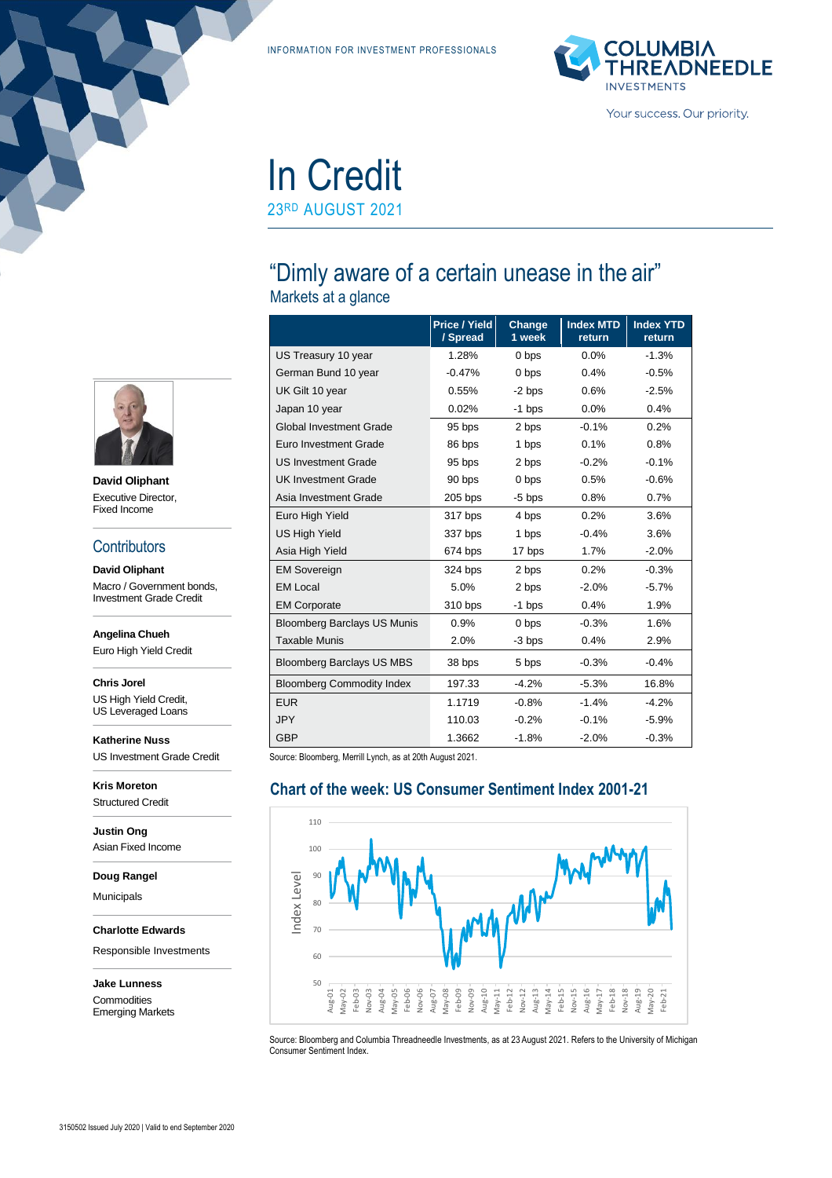INFORMATION FOR INVESTMENT PROFESSIONALS

# In Credit

23RD AUGUST 2021

## "Dimly aware of a certain unease in the air"

### Markets at a glance

| | Price / Yield / Spread | Change 1 week | Index MTD return | Index YTD return |
|---|---|---|---|---|
| US Treasury 10 year | 1.28% | 0 bps | 0.0% | -1.3% |
| German Bund 10 year | -0.47% | 0 bps | 0.4% | -0.5% |
| UK Gilt 10 year | 0.55% | -2 bps | 0.6% | -2.5% |
| Japan 10 year | 0.02% | -1 bps | 0.0% | 0.4% |
| Global Investment Grade | 95 bps | 2 bps | -0.1% | 0.2% |
| Euro Investment Grade | 86 bps | 1 bps | 0.1% | 0.8% |
| US Investment Grade | 95 bps | 2 bps | -0.2% | -0.1% |
| UK Investment Grade | 90 bps | 0 bps | 0.5% | -0.6% |
| Asia Investment Grade | 205 bps | -5 bps | 0.8% | 0.7% |
| Euro High Yield | 317 bps | 4 bps | 0.2% | 3.6% |
| US High Yield | 337 bps | 1 bps | -0.4% | 3.6% |
| Asia High Yield | 674 bps | 17 bps | 1.7% | -2.0% |
| EM Sovereign | 324 bps | 2 bps | 0.2% | -0.3% |
| EM Local | 5.0% | 2 bps | -2.0% | -5.7% |
| EM Corporate | 310 bps | -1 bps | 0.4% | 1.9% |
| Bloomberg Barclays US Munis | 0.9% | 0 bps | -0.3% | 1.6% |
| Taxable Munis | 2.0% | -3 bps | 0.4% | 2.9% |
| Bloomberg Barclays US MBS | 38 bps | 5 bps | -0.3% | -0.4% |
| Bloomberg Commodity Index | 197.33 | -4.2% | -5.3% | 16.8% |
| EUR | 1.1719 | -0.8% | -1.4% | -4.2% |
| JPY | 110.03 | -0.2% | -0.1% | -5.9% |
| GBP | 1.3662 | -1.8% | -2.0% | -0.3% |

Source: Bloomberg, Merrill Lynch, as at 20th August 2021.

### Chart of the week: US Consumer Sentiment Index 2001-21

Source: Bloomberg and Columbia Threadneedle Investments, as at 23 August 2021. Refers to the University of Michigan Consumer Sentiment Index.

**David Oliphant**
Executive Director,
Fixed Income

## Contributors

**David Oliphant**
Macro / Government bonds, Investment Grade Credit

**Angelina Chueh**
Euro High Yield Credit

**Chris Jorel**
US High Yield Credit, US Leveraged Loans

**Katherine Nuss**
US Investment Grade Credit

**Kris Moreton**
Structured Credit

**Justin Ong**
Asian Fixed Income

**Doug Rangel**
Municipals

**Charlotte Edwards**
Responsible Investments

**Jake Lunness**
Commodities
Emerging Markets

3150502 Issued July 2020 | Valid to end September 2020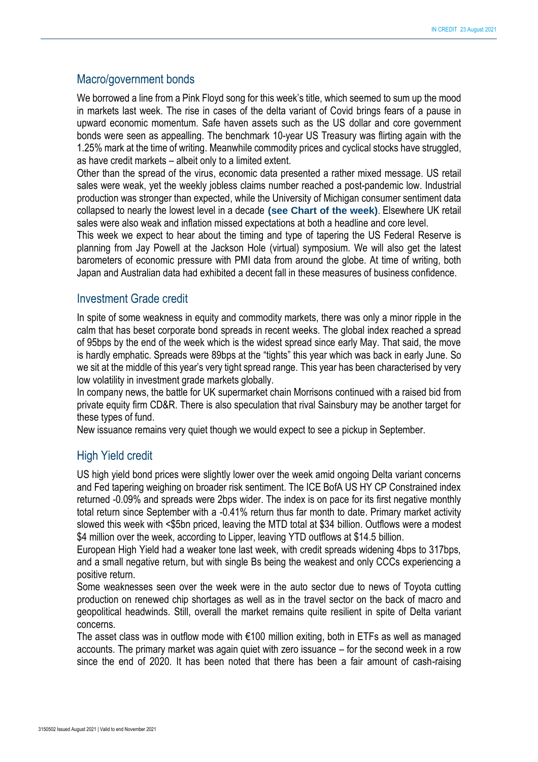## Macro/government bonds

We borrowed a line from a Pink Floyd song for this week's title, which seemed to sum up the mood in markets last week. The rise in cases of the delta variant of Covid brings fears of a pause in upward economic momentum. Safe haven assets such as the US dollar and core government bonds were seen as appealling. The benchmark 10-year US Treasury was flirting again with the 1.25% mark at the time of writing. Meanwhile commodity prices and cyclical stocks have struggled, as have credit markets – albeit only to a limited extent.

Other than the spread of the virus, economic data presented a rather mixed message. US retail sales were weak, yet the weekly jobless claims number reached a post-pandemic low. Industrial production was stronger than expected, while the University of Michigan consumer sentiment data collapsed to nearly the lowest level in a decade **(see Chart of the week)**. Elsewhere UK retail sales were also weak and inflation missed expectations at both a headline and core level.

This week we expect to hear about the timing and type of tapering the US Federal Reserve is planning from Jay Powell at the Jackson Hole (virtual) symposium. We will also get the latest barometers of economic pressure with PMI data from around the globe. At time of writing, both Japan and Australian data had exhibited a decent fall in these measures of business confidence.

## Investment Grade credit

In spite of some weakness in equity and commodity markets, there was only a minor ripple in the calm that has beset corporate bond spreads in recent weeks. The global index reached a spread of 95bps by the end of the week which is the widest spread since early May. That said, the move is hardly emphatic. Spreads were 89bps at the "tights" this year which was back in early June. So we sit at the middle of this year's very tight spread range. This year has been characterised by very low volatility in investment grade markets globally.

In company news, the battle for UK supermarket chain Morrisons continued with a raised bid from private equity firm CD&R. There is also speculation that rival Sainsbury may be another target for these types of fund.

New issuance remains very quiet though we would expect to see a pickup in September.

## High Yield credit

US high yield bond prices were slightly lower over the week amid ongoing Delta variant concerns and Fed tapering weighing on broader risk sentiment. The ICE BofA US HY CP Constrained index returned -0.09% and spreads were 2bps wider. The index is on pace for its first negative monthly total return since September with a -0.41% return thus far month to date. Primary market activity slowed this week with <$5bn priced, leaving the MTD total at $34 billion. Outflows were a modest $4 million over the week, according to Lipper, leaving YTD outflows at $14.5 billion.

European High Yield had a weaker tone last week, with credit spreads widening 4bps to 317bps, and a small negative return, but with single Bs being the weakest and only CCCs experiencing a positive return.

Some weaknesses seen over the week were in the auto sector due to news of Toyota cutting production on renewed chip shortages as well as in the travel sector on the back of macro and geopolitical headwinds. Still, overall the market remains quite resilient in spite of Delta variant concerns.

The asset class was in outflow mode with €100 million exiting, both in ETFs as well as managed accounts. The primary market was again quiet with zero issuance – for the second week in a row since the end of 2020. It has been noted that there has been a fair amount of cash-raising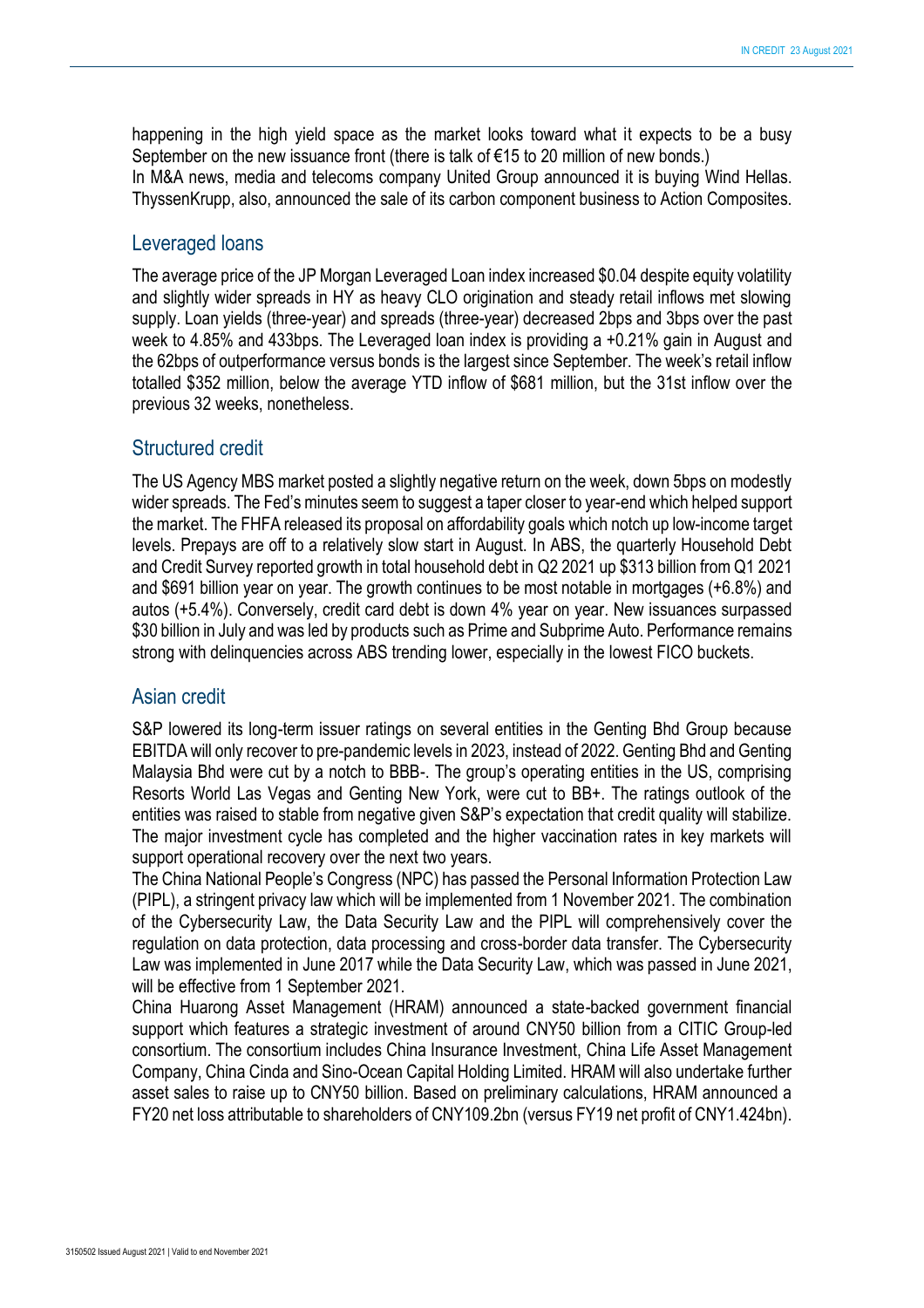happening in the high yield space as the market looks toward what it expects to be a busy September on the new issuance front (there is talk of €15 to 20 million of new bonds.)

In M&A news, media and telecoms company United Group announced it is buying Wind Hellas. ThyssenKrupp, also, announced the sale of its carbon component business to Action Composites.

## Leveraged loans

The average price of the JP Morgan Leveraged Loan index increased $0.04 despite equity volatility and slightly wider spreads in HY as heavy CLO origination and steady retail inflows met slowing supply. Loan yields (three-year) and spreads (three-year) decreased 2bps and 3bps over the past week to 4.85% and 433bps. The Leveraged loan index is providing a +0.21% gain in August and the 62bps of outperformance versus bonds is the largest since September. The week's retail inflow totalled $352 million, below the average YTD inflow of $681 million, but the 31st inflow over the previous 32 weeks, nonetheless.

## Structured credit

The US Agency MBS market posted a slightly negative return on the week, down 5bps on modestly wider spreads. The Fed's minutes seem to suggest a taper closer to year-end which helped support the market. The FHFA released its proposal on affordability goals which notch up low-income target levels. Prepays are off to a relatively slow start in August. In ABS, the quarterly Household Debt and Credit Survey reported growth in total household debt in Q2 2021 up $313 billion from Q1 2021 and $691 billion year on year. The growth continues to be most notable in mortgages (+6.8%) and autos (+5.4%). Conversely, credit card debt is down 4% year on year. New issuances surpassed $30 billion in July and was led by products such as Prime and Subprime Auto. Performance remains strong with delinquencies across ABS trending lower, especially in the lowest FICO buckets.

## Asian credit

S&P lowered its long-term issuer ratings on several entities in the Genting Bhd Group because EBITDA will only recover to pre-pandemic levels in 2023, instead of 2022. Genting Bhd and Genting Malaysia Bhd were cut by a notch to BBB-. The group's operating entities in the US, comprising Resorts World Las Vegas and Genting New York, were cut to BB+. The ratings outlook of the entities was raised to stable from negative given S&P's expectation that credit quality will stabilize. The major investment cycle has completed and the higher vaccination rates in key markets will support operational recovery over the next two years.

The China National People's Congress (NPC) has passed the Personal Information Protection Law (PIPL), a stringent privacy law which will be implemented from 1 November 2021. The combination of the Cybersecurity Law, the Data Security Law and the PIPL will comprehensively cover the regulation on data protection, data processing and cross-border data transfer. The Cybersecurity Law was implemented in June 2017 while the Data Security Law, which was passed in June 2021, will be effective from 1 September 2021.

China Huarong Asset Management (HRAM) announced a state-backed government financial support which features a strategic investment of around CNY50 billion from a CITIC Group-led consortium. The consortium includes China Insurance Investment, China Life Asset Management Company, China Cinda and Sino-Ocean Capital Holding Limited. HRAM will also undertake further asset sales to raise up to CNY50 billion. Based on preliminary calculations, HRAM announced a FY20 net loss attributable to shareholders of CNY109.2bn (versus FY19 net profit of CNY1.424bn).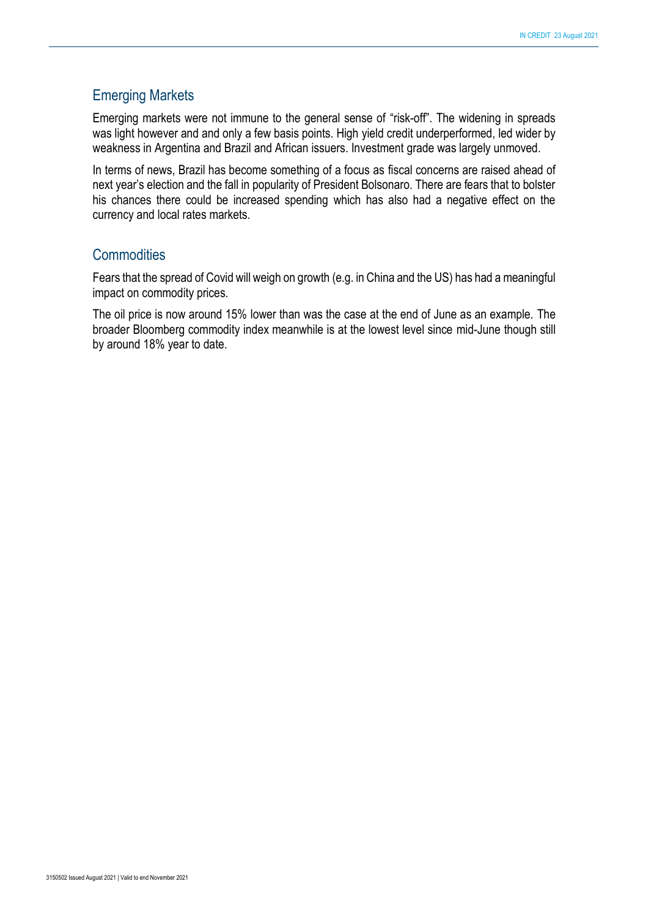## Emerging Markets

Emerging markets were not immune to the general sense of "risk-off". The widening in spreads was light however and and only a few basis points. High yield credit underperformed, led wider by weakness in Argentina and Brazil and African issuers. Investment grade was largely unmoved.

In terms of news, Brazil has become something of a focus as fiscal concerns are raised ahead of next year's election and the fall in popularity of President Bolsonaro. There are fears that to bolster his chances there could be increased spending which has also had a negative effect on the currency and local rates markets.

## Commodities

Fears that the spread of Covid will weigh on growth (e.g. in China and the US) has had a meaningful impact on commodity prices.

The oil price is now around 15% lower than was the case at the end of June as an example. The broader Bloomberg commodity index meanwhile is at the lowest level since mid-June though still by around 18% year to date.

3150502 Issued August 2021 | Valid to end November 2021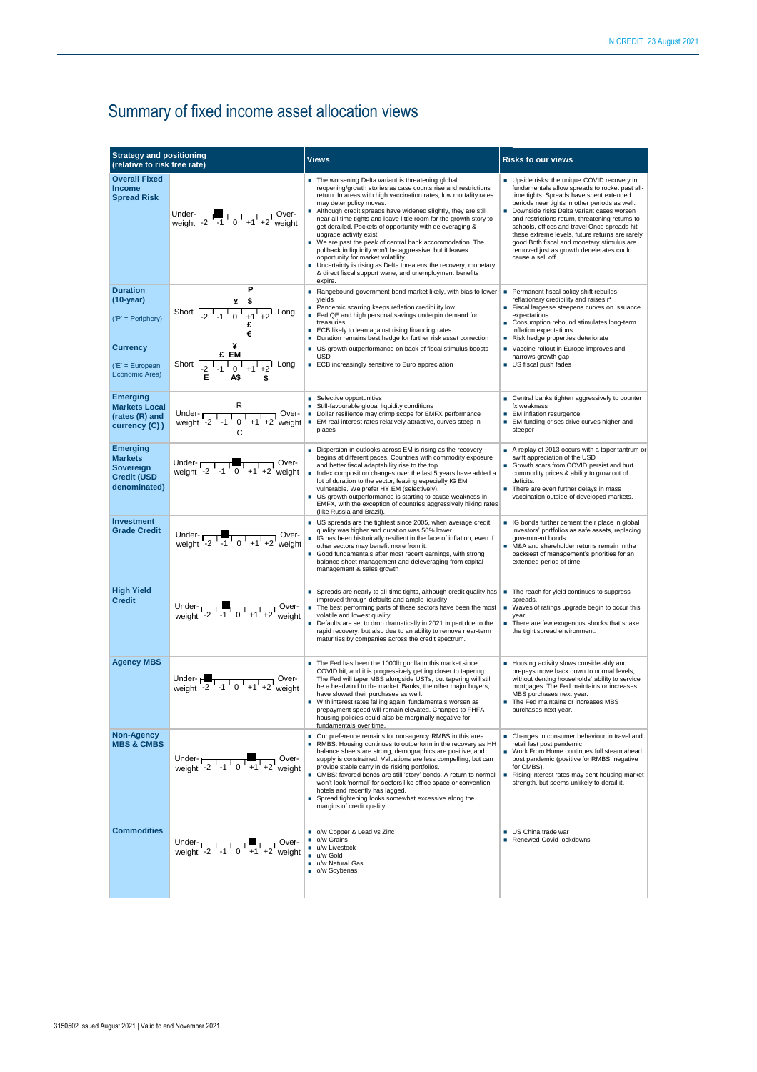# Summary of fixed income asset allocation views

| Strategy and positioning (relative to risk free rate) | | Views | Risks to our views |
|---|---|---|---|
| **Overall Fixed Income Spread Risk** | Under-weight -2 -1 0 +1 +2 Over-weight (position: -1) | ■ The worsening Delta variant is threatening global reopening/growth stories as case counts rise and restrictions return. In areas with high vaccination rates, low mortality rates may deter policy moves.<br>■ Although credit spreads have widened slightly, they are still near all time tights and leave little room for the growth story to get derailed. Pockets of opportunity with deleveraging & upgrade activity exist.<br>■ We are past the peak of central bank accommodation. The pullback in liquidity won't be aggressive, but it leaves opportunity for market volatility.<br>■ Uncertainty is rising as Delta threatens the recovery, monetary & direct fiscal support wane, and unemployment benefits expire. | ■ Upside risks: the unique COVID recovery in fundamentals allow spreads to rocket past all-time tights. Spreads have spent extended periods near tights in other periods as well.<br>■ Downside risks Delta variant cases worsen and restrictions return, threatening returns to schools, offices and travel Once spreads hit these extreme levels, future returns are rarely good Both fiscal and monetary stimulus are removed just as growth decelerates could cause a sell off |
| **Duration (10-year)**<br>('P' = Periphery) | Short -2 -1 0 +1 +2 Long<br>(P, ¥, $ at +1; £, € at +1) | ■ Rangebound government bond market likely, with bias to lower yields<br>■ Pandemic scarring keeps reflation credibility low<br>■ Fed QE and high personal savings underpin demand for treasuries<br>■ ECB likely to lean against rising financing rates<br>■ Duration remains best hedge for further risk asset correction | ■ Permanent fiscal policy shift rebuilds reflationary credibility and raises r*<br>■ Fiscal largesse steepens curves on issuance expectations<br>■ Consumption rebound stimulates long-term inflation expectations<br>■ Risk hedge properties deteriorate |
| **Currency**<br>('E' = European Economic Area) | Short -2 -1 0 +1 +2 Long<br>(¥, £, EM at 0; E at -2; A$ at 0; $ at +2) | ■ US growth outperformance on back of fiscal stimulus boosts USD<br>■ ECB increasingly sensitive to Euro appreciation | ■ Vaccine rollout in Europe improves and narrows growth gap<br>■ US fiscal push fades |
| **Emerging Markets Local (rates (R) and currency (C))** | Under-weight -2 -1 0 +1 +2 Over-weight<br>(R at 0; C at 0) | ■ Selective opportunities<br>■ Still-favourable global liquidity conditions<br>■ Dollar resilience may crimp scope for EMFX performance<br>■ EM real interest rates relatively attractive, curves steep in places | ■ Central banks tighten aggressively to counter fx weakness<br>■ EM inflation resurgence<br>■ EM funding crises drive curves higher and steeper |
| **Emerging Markets Sovereign Credit (USD denominated)** | Under-weight -2 -1 0 +1 +2 Over-weight (position: 0) | ■ Dispersion in outlooks across EM is rising as the recovery begins at different paces. Countries with commodity exposure and better fiscal adaptability rise to the top.<br>■ Index composition changes over the last 5 years have added a lot of duration to the sector, leaving especially IG EM vulnerable. We prefer HY EM (selectively).<br>■ US growth outperformance is starting to cause weakness in EMFX, with the exception of countries aggressively hiking rates (like Russia and Brazil). | ■ A replay of 2013 occurs with a taper tantrum or swift appreciation of the USD<br>■ Growth scars from COVID persist and hurt commodity prices & ability to grow out of deficits.<br>■ There are even further delays in mass vaccination outside of developed markets. |
| **Investment Grade Credit** | Under-weight -2 -1 0 +1 +2 Over-weight (position: -1) | ■ US spreads are the tightest since 2005, when average credit quality was higher and duration was 50% lower.<br>■ IG has been historically resilient in the face of inflation, even if other sectors may benefit more from it.<br>■ Good fundamentals after most recent earnings, with strong balance sheet management and deleveraging from capital management & sales growth | ■ IG bonds further cement their place in global investors' portfolios as safe assets, replacing government bonds.<br>■ M&A and shareholder returns remain in the backseat of management's priorities for an extended period of time. |
| **High Yield Credit** | Under-weight -2 -1 0 +1 +2 Over-weight (position: -1) | ■ Spreads are nearly to all-time tights, although credit quality has improved through defaults and ample liquidity<br>■ The best performing parts of these sectors have been the most volatile and lowest quality.<br>■ Defaults are set to drop dramatically in 2021 in part due to the rapid recovery, but also due to an ability to remove near-term maturities by companies across the credit spectrum. | ■ The reach for yield continues to suppress spreads.<br>■ Waves of ratings upgrade begin to occur this year.<br>■ There are few exogenous shocks that shake the tight spread environment. |
| **Agency MBS** | Under-weight -2 -1 0 +1 +2 Over-weight (position: -2) | ■ The Fed has been the 1000lb gorilla in this market since COVID hit, and it is progressively getting closer to tapering. The Fed will taper MBS alongside USTs, but tapering will still be a headwind to the market. Banks, the other major buyers, have slowed their purchases as well.<br>■ With interest rates falling again, fundamentals worsen as prepayment speed will remain elevated. Changes to FHFA housing policies could also be marginally negative for fundamentals over time. | ■ Housing activity slows considerably and prepays move back down to normal levels, without denting households' ability to service mortgages. The Fed maintains or increases MBS purchases next year.<br>■ The Fed maintains or increases MBS purchases next year. |
| **Non-Agency MBS & CMBS** | Under-weight -2 -1 0 +1 +2 Over-weight (position: +1) | ■ Our preference remains for non-agency RMBS in this area.<br>■ RMBS: Housing continues to outperform in the recovery as HH balance sheets are strong, demographics are positive, and supply is constrained. Valuations are less compelling, but can provide stable carry in de risking portfolios.<br>■ CMBS: favored bonds are still 'story' bonds. A return to normal won't look 'normal' for sectors like office space or convention hotels and recently has lagged.<br>■ Spread tightening looks somewhat excessive along the margins of credit quality. | ■ Changes in consumer behaviour in travel and retail last post pandemic<br>■ Work From Home continues full steam ahead post pandemic (positive for RMBS, negative for CMBS).<br>■ Rising interest rates may dent housing market strength, but seems unlikely to derail it. |
| **Commodities** | Under-weight -2 -1 0 +1 +2 Over-weight (position: +1) | ■ o/w Copper & Lead vs Zinc<br>■ o/w Grains<br>■ u/w Livestock<br>■ u/w Gold<br>■ u/w Natural Gas<br>■ o/w Soybenas | ■ US China trade war<br>■ Renewed Covid lockdowns |

3150502 Issued August 2021 | Valid to end November 2021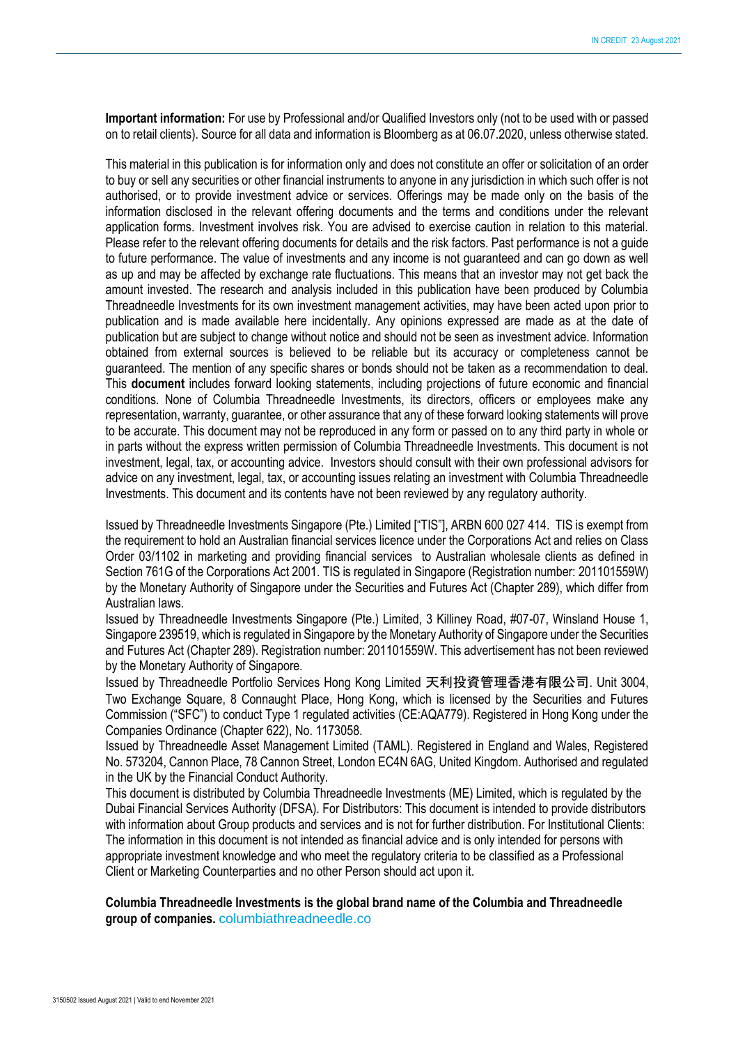**Important information:** For use by Professional and/or Qualified Investors only (not to be used with or passed on to retail clients). Source for all data and information is Bloomberg as at 06.07.2020, unless otherwise stated.

This material in this publication is for information only and does not constitute an offer or solicitation of an order to buy or sell any securities or other financial instruments to anyone in any jurisdiction in which such offer is not authorised, or to provide investment advice or services. Offerings may be made only on the basis of the information disclosed in the relevant offering documents and the terms and conditions under the relevant application forms. Investment involves risk. You are advised to exercise caution in relation to this material. Please refer to the relevant offering documents for details and the risk factors. Past performance is not a guide to future performance. The value of investments and any income is not guaranteed and can go down as well as up and may be affected by exchange rate fluctuations. This means that an investor may not get back the amount invested. The research and analysis included in this publication have been produced by Columbia Threadneedle Investments for its own investment management activities, may have been acted upon prior to publication and is made available here incidentally. Any opinions expressed are made as at the date of publication but are subject to change without notice and should not be seen as investment advice. Information obtained from external sources is believed to be reliable but its accuracy or completeness cannot be guaranteed. The mention of any specific shares or bonds should not be taken as a recommendation to deal. This **document** includes forward looking statements, including projections of future economic and financial conditions. None of Columbia Threadneedle Investments, its directors, officers or employees make any representation, warranty, guarantee, or other assurance that any of these forward looking statements will prove to be accurate. This document may not be reproduced in any form or passed on to any third party in whole or in parts without the express written permission of Columbia Threadneedle Investments. This document is not investment, legal, tax, or accounting advice. Investors should consult with their own professional advisors for advice on any investment, legal, tax, or accounting issues relating an investment with Columbia Threadneedle Investments. This document and its contents have not been reviewed by any regulatory authority.

Issued by Threadneedle Investments Singapore (Pte.) Limited ["TIS"], ARBN 600 027 414. TIS is exempt from the requirement to hold an Australian financial services licence under the Corporations Act and relies on Class Order 03/1102 in marketing and providing financial services to Australian wholesale clients as defined in Section 761G of the Corporations Act 2001. TIS is regulated in Singapore (Registration number: 201101559W) by the Monetary Authority of Singapore under the Securities and Futures Act (Chapter 289), which differ from Australian laws.

Issued by Threadneedle Investments Singapore (Pte.) Limited, 3 Killiney Road, #07-07, Winsland House 1, Singapore 239519, which is regulated in Singapore by the Monetary Authority of Singapore under the Securities and Futures Act (Chapter 289). Registration number: 201101559W. This advertisement has not been reviewed by the Monetary Authority of Singapore.

Issued by Threadneedle Portfolio Services Hong Kong Limited 天利投資管理香港有限公司. Unit 3004, Two Exchange Square, 8 Connaught Place, Hong Kong, which is licensed by the Securities and Futures Commission ("SFC") to conduct Type 1 regulated activities (CE:AQA779). Registered in Hong Kong under the Companies Ordinance (Chapter 622), No. 1173058.

Issued by Threadneedle Asset Management Limited (TAML). Registered in England and Wales, Registered No. 573204, Cannon Place, 78 Cannon Street, London EC4N 6AG, United Kingdom. Authorised and regulated in the UK by the Financial Conduct Authority.

This document is distributed by Columbia Threadneedle Investments (ME) Limited, which is regulated by the Dubai Financial Services Authority (DFSA). For Distributors: This document is intended to provide distributors with information about Group products and services and is not for further distribution. For Institutional Clients: The information in this document is not intended as financial advice and is only intended for persons with appropriate investment knowledge and who meet the regulatory criteria to be classified as a Professional Client or Marketing Counterparties and no other Person should act upon it.

**Columbia Threadneedle Investments is the global brand name of the Columbia and Threadneedle group of companies.** columbiathreadneedle.co

3150502 Issued August 2021 | Valid to end November 2021